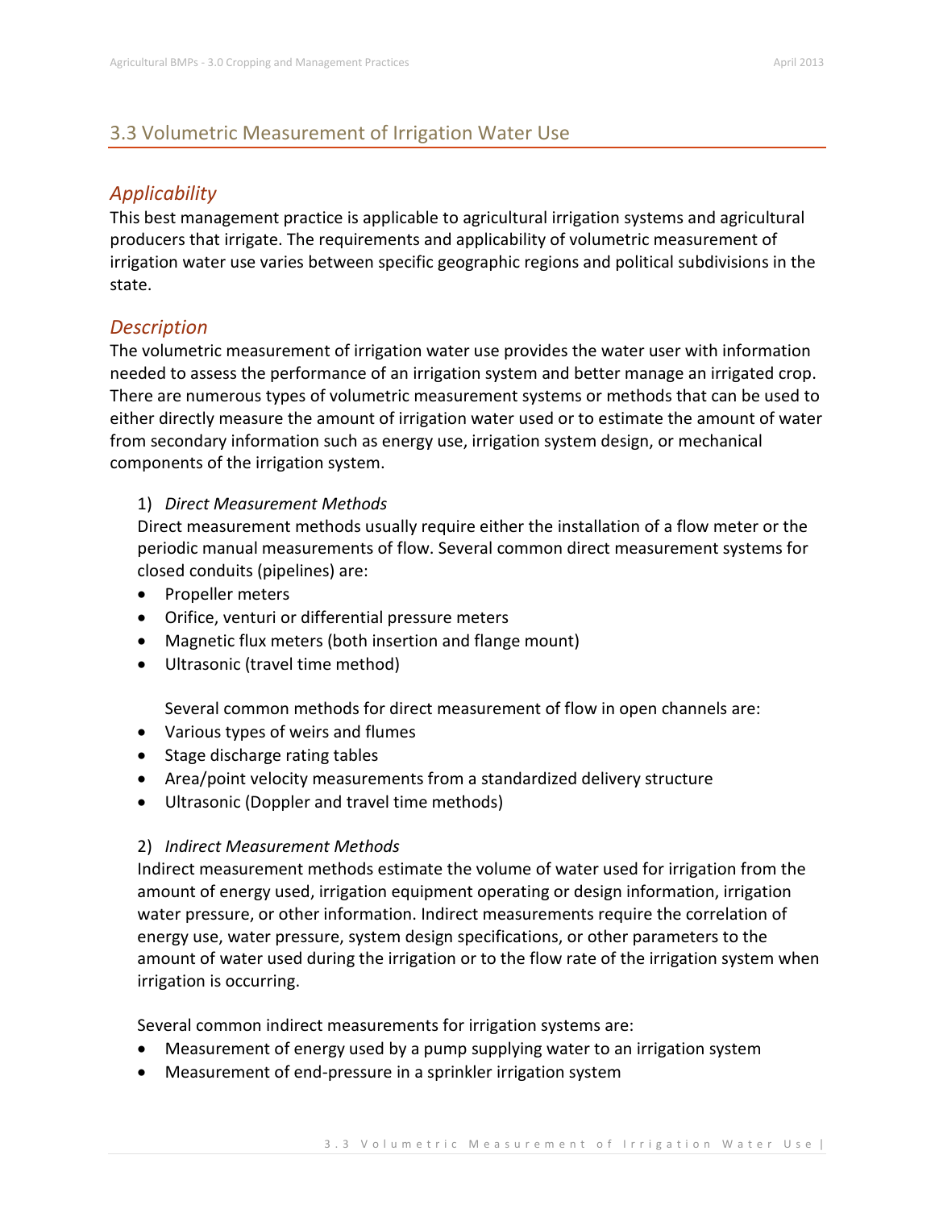## 3.3 Volumetric Measurement of Irrigation Water Use

### *Applicability*

This best management practice is applicable to agricultural irrigation systems and agricultural producers that irrigate. The requirements and applicability of volumetric measurement of irrigation water use varies between specific geographic regions and political subdivisions in the state.

### *Description*

The volumetric measurement of irrigation water use provides the water user with information needed to assess the performance of an irrigation system and better manage an irrigated crop. There are numerous types of volumetric measurement systems or methods that can be used to either directly measure the amount of irrigation water used or to estimate the amount of water from secondary information such as energy use, irrigation system design, or mechanical components of the irrigation system.

1) *Direct Measurement Methods*

Direct measurement methods usually require either the installation of a flow meter or the periodic manual measurements of flow. Several common direct measurement systems for closed conduits (pipelines) are:

- Propeller meters
- Orifice, venturi or differential pressure meters
- Magnetic flux meters (both insertion and flange mount)
- Ultrasonic (travel time method)

Several common methods for direct measurement of flow in open channels are:

- Various types of weirs and flumes
- Stage discharge rating tables
- Area/point velocity measurements from a standardized delivery structure
- Ultrasonic (Doppler and travel time methods)

2) *Indirect Measurement Methods*

Indirect measurement methods estimate the volume of water used for irrigation from the amount of energy used, irrigation equipment operating or design information, irrigation water pressure, or other information. Indirect measurements require the correlation of energy use, water pressure, system design specifications, or other parameters to the amount of water used during the irrigation or to the flow rate of the irrigation system when irrigation is occurring.

Several common indirect measurements for irrigation systems are:

- Measurement of energy used by a pump supplying water to an irrigation system
- Measurement of end-pressure in a sprinkler irrigation system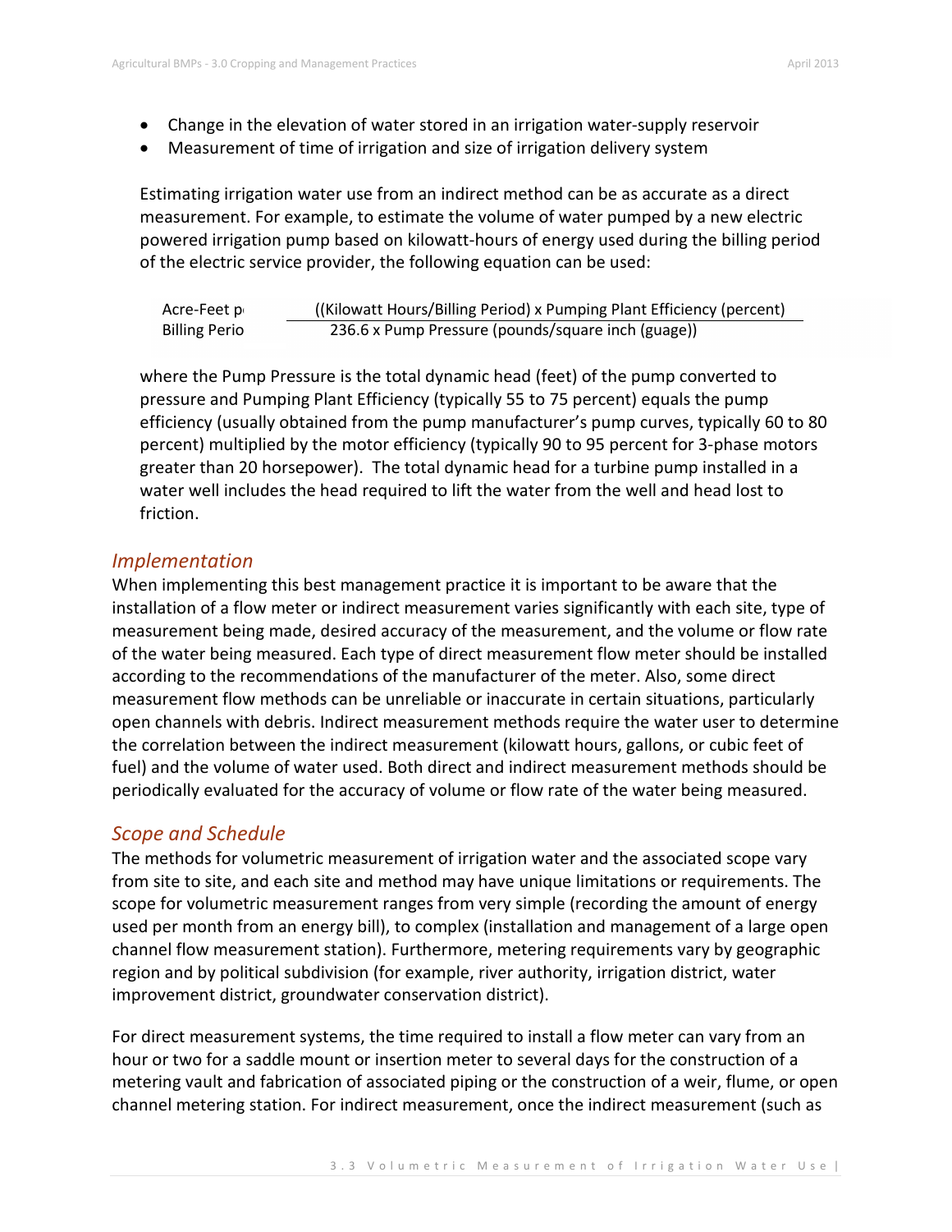- Change in the elevation of water stored in an irrigation water-supply reservoir
- Measurement of time of irrigation and size of irrigation delivery system

Estimating irrigation water use from an indirect method can be as accurate as a direct measurement. For example, to estimate the volume of water pumped by a new electric powered irrigation pump based on kilowatt-hours of energy used during the billing period of the electric service provider, the following equation can be used:

$$\frac{\text{Acre-Feet per}}{\text{Billing Period}} = \frac{(\text{(Kilowatt Hours/Billing Period)} \times \text{Pumping Plant Efficiency (percent)}}{236.6 \times \text{Pump Pressure (pounds/square inch (guage))}}$$

where the Pump Pressure is the total dynamic head (feet) of the pump converted to pressure and Pumping Plant Efficiency (typically 55 to 75 percent) equals the pump efficiency (usually obtained from the pump manufacturer's pump curves, typically 60 to 80 percent) multiplied by the motor efficiency (typically 90 to 95 percent for 3-phase motors greater than 20 horsepower). The total dynamic head for a turbine pump installed in a water well includes the head required to lift the water from the well and head lost to friction.

## *Implementation*

When implementing this best management practice it is important to be aware that the installation of a flow meter or indirect measurement varies significantly with each site, type of measurement being made, desired accuracy of the measurement, and the volume or flow rate of the water being measured. Each type of direct measurement flow meter should be installed according to the recommendations of the manufacturer of the meter. Also, some direct measurement flow methods can be unreliable or inaccurate in certain situations, particularly open channels with debris. Indirect measurement methods require the water user to determine the correlation between the indirect measurement (kilowatt hours, gallons, or cubic feet of fuel) and the volume of water used. Both direct and indirect measurement methods should be periodically evaluated for the accuracy of volume or flow rate of the water being measured.

## *Scope and Schedule*

The methods for volumetric measurement of irrigation water and the associated scope vary from site to site, and each site and method may have unique limitations or requirements. The scope for volumetric measurement ranges from very simple (recording the amount of energy used per month from an energy bill), to complex (installation and management of a large open channel flow measurement station). Furthermore, metering requirements vary by geographic region and by political subdivision (for example, river authority, irrigation district, water improvement district, groundwater conservation district).

For direct measurement systems, the time required to install a flow meter can vary from an hour or two for a saddle mount or insertion meter to several days for the construction of a metering vault and fabrication of associated piping or the construction of a weir, flume, or open channel metering station. For indirect measurement, once the indirect measurement (such as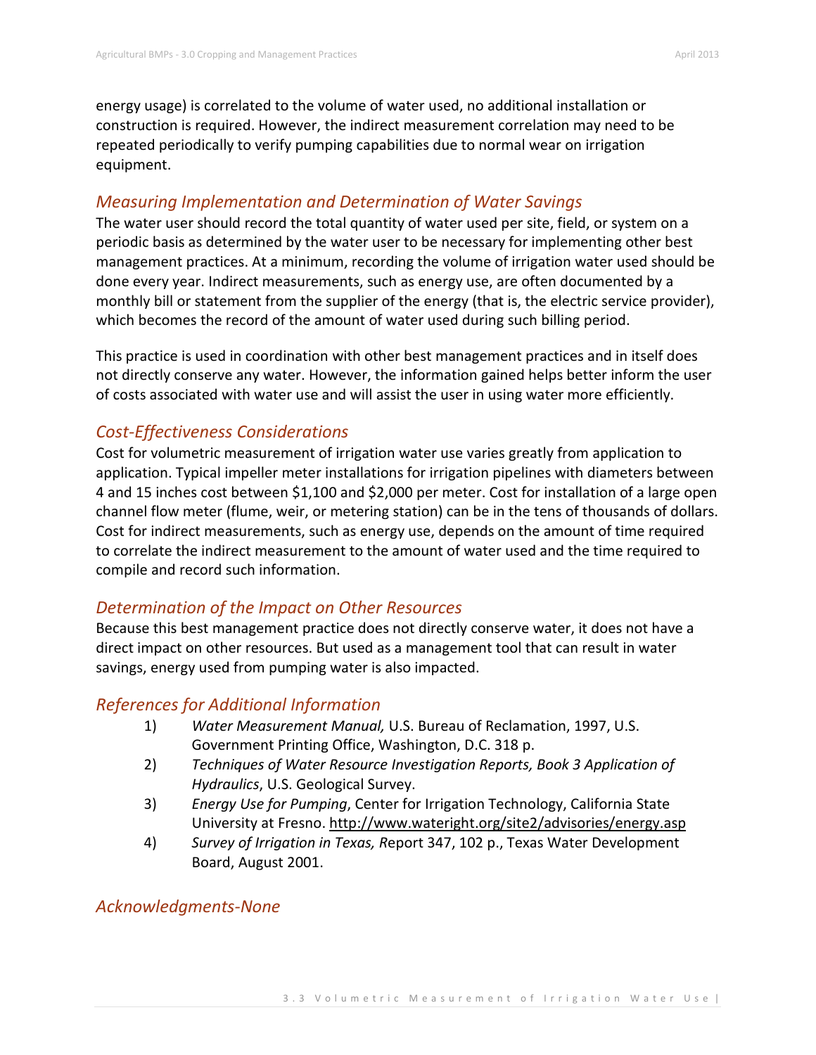energy usage) is correlated to the volume of water used, no additional installation or construction is required. However, the indirect measurement correlation may need to be repeated periodically to verify pumping capabilities due to normal wear on irrigation equipment.

## *Measuring Implementation and Determination of Water Savings*

The water user should record the total quantity of water used per site, field, or system on a periodic basis as determined by the water user to be necessary for implementing other best management practices. At a minimum, recording the volume of irrigation water used should be done every year. Indirect measurements, such as energy use, are often documented by a monthly bill or statement from the supplier of the energy (that is, the electric service provider), which becomes the record of the amount of water used during such billing period.

This practice is used in coordination with other best management practices and in itself does not directly conserve any water. However, the information gained helps better inform the user of costs associated with water use and will assist the user in using water more efficiently.

## *Cost-Effectiveness Considerations*

Cost for volumetric measurement of irrigation water use varies greatly from application to application. Typical impeller meter installations for irrigation pipelines with diameters between 4 and 15 inches cost between $1,100 and $2,000 per meter. Cost for installation of a large open channel flow meter (flume, weir, or metering station) can be in the tens of thousands of dollars. Cost for indirect measurements, such as energy use, depends on the amount of time required to correlate the indirect measurement to the amount of water used and the time required to compile and record such information.

## *Determination of the Impact on Other Resources*

Because this best management practice does not directly conserve water, it does not have a direct impact on other resources. But used as a management tool that can result in water savings, energy used from pumping water is also impacted.

## *References for Additional Information*

1) *Water Measurement Manual,* U.S. Bureau of Reclamation, 1997, U.S. Government Printing Office, Washington, D.C. 318 p.
2) *Techniques of Water Resource Investigation Reports, Book 3 Application of Hydraulics*, U.S. Geological Survey.
3) *Energy Use for Pumping*, Center for Irrigation Technology, California State University at Fresno. http://www.wateright.org/site2/advisories/energy.asp
4) *Survey of Irrigation in Texas, R*eport 347, 102 p., Texas Water Development Board, August 2001.

## *Acknowledgments-None*